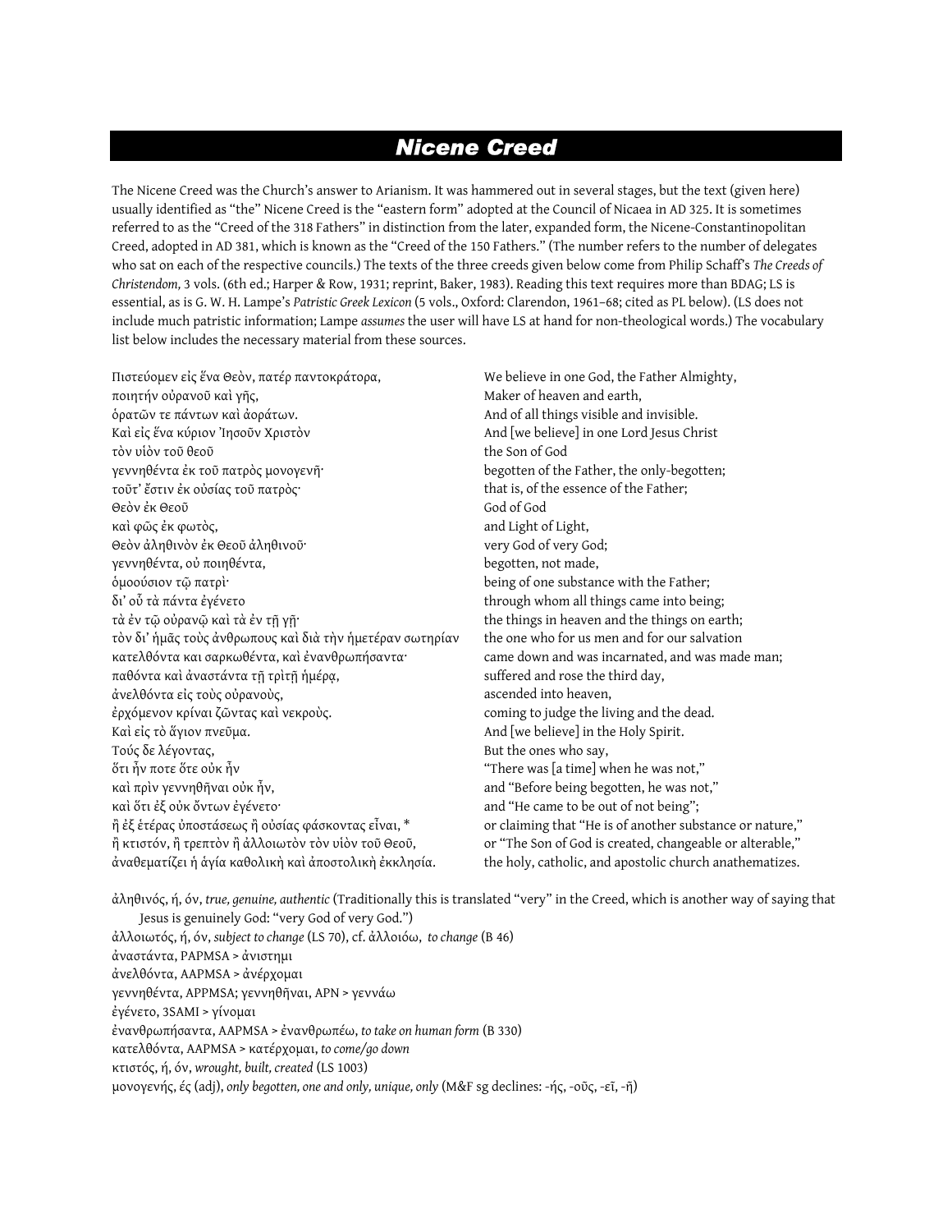# Nicene Creed

The Nicene Creed was the Church's answer to Arianism. It was hammered out in several stages, but the text (given here) usually identified as "the" Nicene Creed is the "eastern form" adopted at the Council of Nicaea in AD 325. It is sometimes referred to as the "Creed of the 318 Fathers" in distinction from the later, expanded form, the Nicene-Constantinopolitan Creed, adopted in AD 381, which is known as the "Creed of the 150 Fathers." (The number refers to the number of delegates who sat on each of the respective councils.) The texts of the three creeds given below come from Philip Schaff's *The Creeds of Christendom,* 3 vols. (6th ed.; Harper & Row, 1931; reprint, Baker, 1983). Reading this text requires more than BDAG; LS is essential, as is G. W. H. Lampe's *Patristic Greek Lexicon* (5 vols., Oxford: Clarendon, 1961–68; cited as PL below). (LS does not include much patristic information; Lampe *assumes* the user will have LS at hand for non-theological words.) The vocabulary list below includes the necessary material from these sources.

| | |
|---|---|
| Πιστεύομεν εἰς ἕνα Θεὸν, πατέρ παντοκράτορα, | We believe in one God, the Father Almighty, |
| ποιητήν οὐρανοῦ καὶ γῆς, | Maker of heaven and earth, |
| ὁρατῶν τε πάντων καὶ ἀοράτων. | And of all things visible and invisible. |
| Καὶ εἰς ἕνα κύριον Ἰησοῦν Χριστὸν | And [we believe] in one Lord Jesus Christ |
| τὸν υἱὸν τοῦ θεοῦ | the Son of God |
| γεννηθέντα ἐκ τοῦ πατρὸς μονογενῆ· | begotten of the Father, the only-begotten; |
| τοῦτ᾽ ἔστιν ἐκ οὐσίας τοῦ πατρὸς· | that is, of the essence of the Father; |
| Θεὸν ἐκ Θεοῦ | God of God |
| καὶ φῶς ἐκ φωτὸς, | and Light of Light, |
| Θεὸν ἀληθινὸν ἐκ Θεοῦ ἀληθινοῦ· | very God of very God; |
| γεννηθέντα, οὐ ποιηθέντα, | begotten, not made, |
| ὁμοούσιον τῷ πατρὶ· | being of one substance with the Father; |
| δι᾽ οὗ τὰ πάντα ἐγένετο | through whom all things came into being; |
| τὰ ἐν τῷ οὐρανῷ καὶ τὰ ἐν τῇ γῇ· | the things in heaven and the things on earth; |
| τὸν δι᾽ ἡμᾶς τοὺς ἀνθρωπους καὶ διὰ τὴν ἡμετέραν σωτηρίαν | the one who for us men and for our salvation |
| κατελθόντα και σαρκωθέντα, καὶ ἐνανθρωπήσαντα· | came down and was incarnated, and was made man; |
| παθόντα καὶ ἀναστάντα τῇ τρὶτῇ ἡμέρᾳ, | suffered and rose the third day, |
| ἀνελθόντα εἰς τοὺς οὐρανοὺς, | ascended into heaven, |
| ἐρχόμενον κρίναι ζῶντας καὶ νεκροὺς. | coming to judge the living and the dead. |
| Καὶ εἰς τὸ ἅγιον πνεῦμα. | And [we believe] in the Holy Spirit. |
| Τούς δε λέγοντας, | But the ones who say, |
| ὅτι ἦν ποτε ὅτε οὐκ ἦν | "There was [a time] when he was not," |
| καὶ πρὶν γεννηθῆναι οὐκ ἦν, | and "Before being begotten, he was not," |
| καὶ ὅτι ἐξ οὐκ ὄντων ἐγένετο· | and "He came to be out of not being"; |
| ἢ ἐξ ἑτέρας ὑποστάσεως ἢ οὐσίας φάσκοντας εἶναι, * | or claiming that "He is of another substance or nature," |
| ἢ κτιστόν, ἢ τρεπτὸν ἢ ἀλλοιωτὸν τὸν υἱὸν τοῦ Θεοῦ, | or "The Son of God is created, changeable or alterable," |
| ἀναθεματίζει ἡ ἁγία καθολικὴ καὶ ἀποστολικὴ ἐκκλησία. | the holy, catholic, and apostolic church anathematizes. |

ἀληθινός, ή, όν, *true, genuine, authentic* (Traditionally this is translated "very" in the Creed, which is another way of saying that Jesus is genuinely God: "very God of very God.")

ἀλλοιωτός, ή, όν, *subject to change* (LS 70), cf. ἀλλοιόω, *to change* (B 46)

ἀναστάντα, PAPMSA > ἀνιστημι

ἀνελθόντα, AAPMSA > ἀνέρχομαι

γεννηθέντα, APPMSA; γεννηθῆναι, APN > γεννάω

ἐγένετο, 3SAMI > γίνομαι

ἐνανθρωπήσαντα, AAPMSA > ἐνανθρωπέω, *to take on human form* (B 330)

κατελθόντα, AAPMSA > κατέρχομαι, *to come/go down*

κτιστός, ή, όν, *wrought, built, created* (LS 1003)

μονογενής, ές (adj), *only begotten, one and only, unique, only* (M&F sg declines: -ής, -οῦς, -εῖ, -ῆ)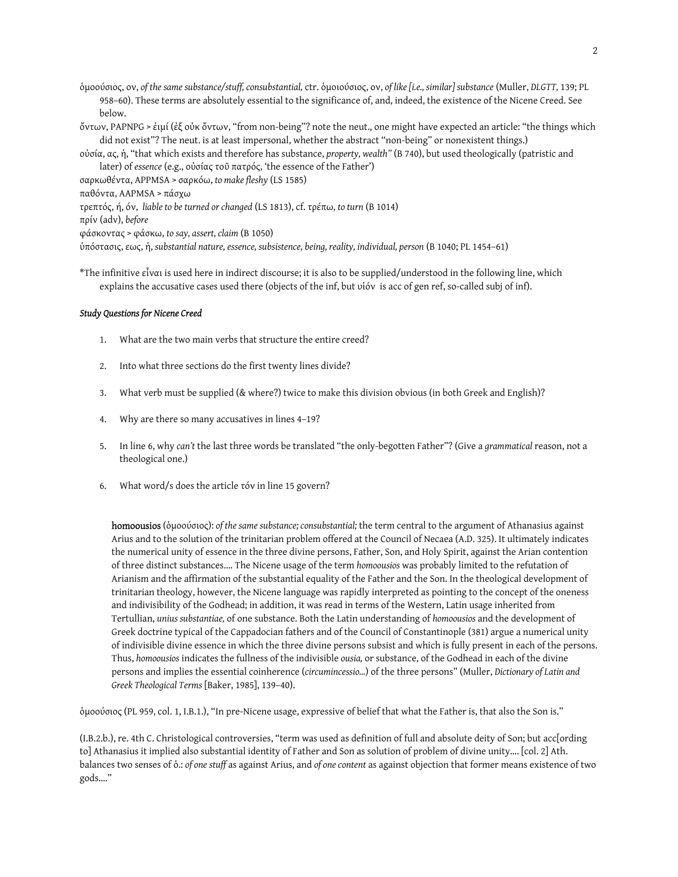ὁμοούσιος, ον, *of the same substance/stuff, consubstantial,* ctr. ὁμοιούσιος, ον, *of like [i.e., similar] substance* (Muller, *DLGTT,* 139; PL 958–60). These terms are absolutely essential to the significance of, and, indeed, the existence of the Nicene Creed. See below.

ὄντων, PAPNPG > ἐιμί (ἐξ οὐκ ὄντων, "from non-being"? note the neut., one might have expected an article: "the things which did not exist"? The neut. is at least impersonal, whether the abstract "non-being" or nonexistent things.)

οὐσία, ας, ἡ, "that which exists and therefore has substance, *property, wealth"* (B 740), but used theologically (patristic and later) of *essence* (e.g., οὐσίας τοῦ πατρός, 'the essence of the Father')

σαρκωθέντα, APPMSA > σαρκόω, *to make fleshy* (LS 1585)

παθόντα, AAPMSA > πάσχω

τρεπτός, ή, όν, *liable to be turned or changed* (LS 1813), cf. τρέπω, *to turn* (B 1014)

πρίν (adv), *before*

φάσκοντας > φάσκω, *to say, assert, claim* (B 1050)

ὑπόστασις, εως, ἡ, *substantial nature, essence, subsistence, being, reality, individual, person* (B 1040; PL 1454–61)

*The infinitive εἶναι is used here in indirect discourse; it is also to be supplied/understood in the following line, which explains the accusative cases used there (objects of the inf, but υἱόν is acc of gen ref, so-called subj of inf).

#### *Study Questions for Nicene Creed*

1. What are the two main verbs that structure the entire creed?

2. Into what three sections do the first twenty lines divide?

3. What verb must be supplied (& where?) twice to make this division obvious (in both Greek and English)?

4. Why are there so many accusatives in lines 4–19?

5. In line 6, why *can't* the last three words be translated "the only-begotten Father"? (Give a *grammatical* reason, not a theological one.)

6. What word/s does the article τόν in line 15 govern?

> **homoousios** (ὁμοούσιος): *of the same substance; consubstantial;* the term central to the argument of Athanasius against Arius and to the solution of the trinitarian problem offered at the Council of Necaea (A.D. 325). It ultimately indicates the numerical unity of essence in the three divine persons, Father, Son, and Holy Spirit, against the Arian contention of three distinct substances.... The Nicene usage of the term *homoousios* was probably limited to the refutation of Arianism and the affirmation of the substantial equality of the Father and the Son. In the theological development of trinitarian theology, however, the Nicene language was rapidly interpreted as pointing to the concept of the oneness and indivisibility of the Godhead; in addition, it was read in terms of the Western, Latin usage inherited from Tertullian, *unius substantiae,* of one substance. Both the Latin understanding of *homoousios* and the development of Greek doctrine typical of the Cappadocian fathers and of the Council of Constantinople (381) argue a numerical unity of indivisible divine essence in which the three divine persons subsist and which is fully present in each of the persons. Thus, *homoousios* indicates the fullness of the indivisible *ousia,* or substance, of the Godhead in each of the divine persons and implies the essential coinherence (*circumincessio...*) of the three persons" (Muller, *Dictionary of Latin and Greek Theological Terms* [Baker, 1985], 139–40).

ὁμοούσιος (PL 959, col. 1, I.B.1.), "In pre-Nicene usage, expressive of belief that what the Father is, that also the Son is."

(I.B.2.b.), re. 4th C. Christological controversies, "term was used as definition of full and absolute deity of Son; but acc[ording to] Athanasius it implied also substantial identity of Father and Son as solution of problem of divine unity.... [col. 2] Ath. balances two senses of ὁ.: *of one stuff* as against Arius, and *of one content* as against objection that former means existence of two gods...."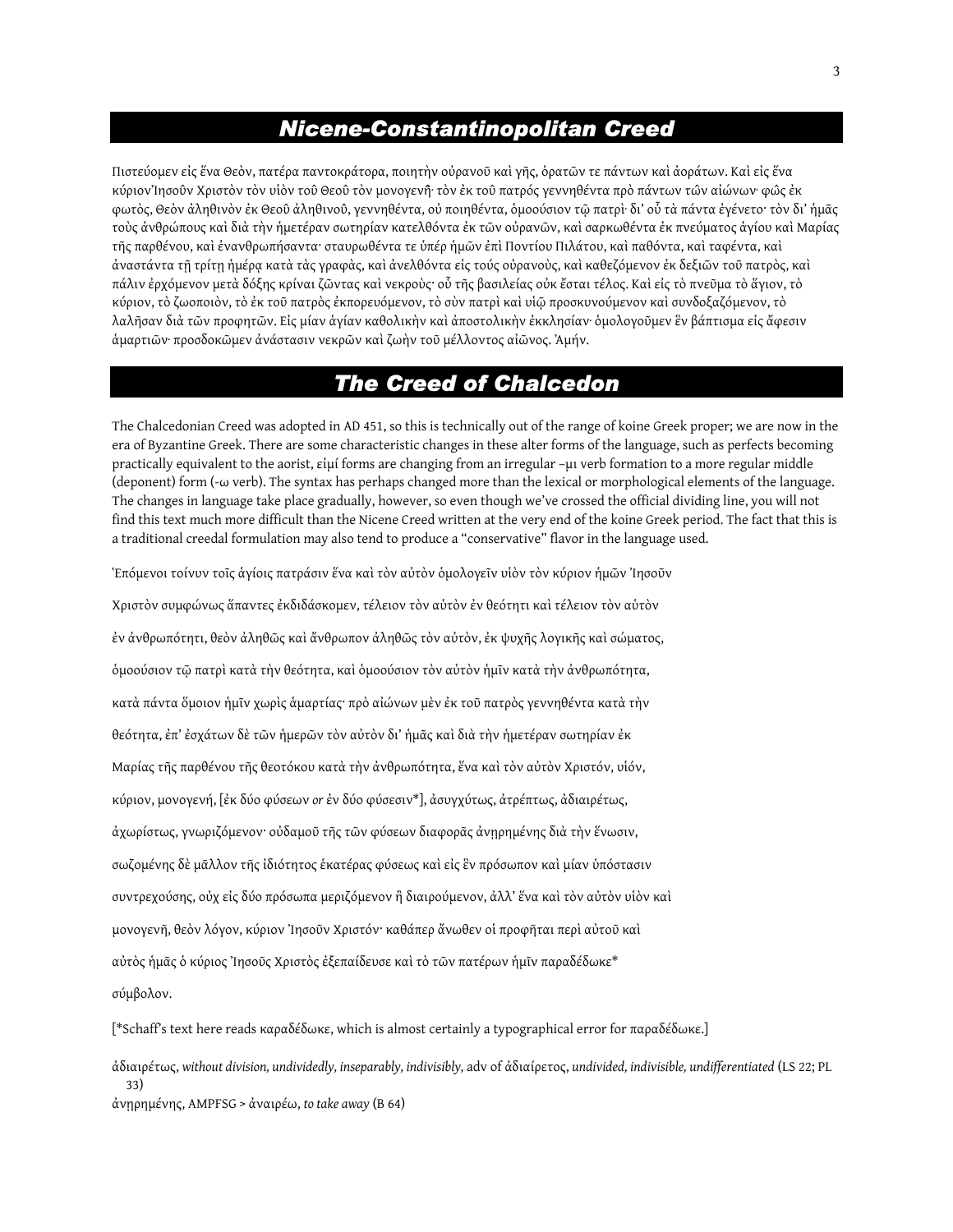## *Nicene-Constantinopolitan Creed*

Πιστεύομεν εἰς ἕνα Θεὸν, πατέρα παντοκράτορα, ποιητὴν οὐρανοῦ καὶ γῆς, ὁρατῶν τε πάντων καὶ ἀοράτων. Καὶ εἰς ἕνα κύριον Ἰησοῦν Χριστὸν τὸν υἱὸν τοῦ Θεοῦ τὸν μονογενῆ· τὸν ἐκ τοῦ πατρός γεννηθέντα πρὸ πάντων τῶν αἰώνων· φῶς ἐκ φωτὸς, Θεὸν ἀληθινὸν ἐκ Θεοῦ ἀληθινοῦ, γεννηθέντα, οὐ ποιηθέντα, ὁμοούσιον τῷ πατρὶ· δι' οὗ τὰ πάντα ἐγένετο· τὸν δι' ἡμᾶς τοὺς ἀνθρώπους καὶ διὰ τὴν ἡμετέραν σωτηρίαν κατελθόντα ἐκ τῶν οὐρανῶν, καὶ σαρκωθέντα ἐκ πνεύματος ἁγίου καὶ Μαρίας τῆς παρθένου, καὶ ἐνανθρωπήσαντα· σταυρωθέντα τε ὑπέρ ἡμῶν ἐπὶ Ποντίου Πιλάτου, καὶ παθόντα, καὶ ταφέντα, καὶ ἀναστάντα τῇ τρίτῃ ἡμέρᾳ κατὰ τὰς γραφὰς, καὶ ἀνελθόντα εἰς τούς οὐρανοὺς, καὶ καθεζόμενον ἐκ δεξιῶν τοῦ πατρὸς, καὶ πάλιν ἐρχόμενον μετὰ δόξης κρίναι ζῶντας καὶ νεκροὺς· οὗ τῆς βασιλείας οὐκ ἔσται τέλος. Καὶ εἰς τὸ πνεῦμα τὸ ἅγιον, τὸ κύριον, τὸ ζωοποιὸν, τὸ ἐκ τοῦ πατρὸς ἐκπορευόμενον, τὸ σὺν πατρὶ καὶ υἱῷ προσκυνούμενον καὶ συνδοξαζόμενον, τὸ λαλῆσαν διὰ τῶν προφητῶν. Εἰς μίαν ἁγίαν καθολικὴν καὶ ἀποστολικὴν ἐκκλησίαν· ὁμολογοῦμεν ἓν βάπτισμα εἰς ἄφεσιν ἁμαρτιῶν· προσδοκῶμεν ἀνάστασιν νεκρῶν καὶ ζωὴν τοῦ μέλλοντος αἰῶνος. Ἀμήν.

## *The Creed of Chalcedon*

The Chalcedonian Creed was adopted in AD 451, so this is technically out of the range of koine Greek proper; we are now in the era of Byzantine Greek. There are some characteristic changes in these alter forms of the language, such as perfects becoming practically equivalent to the aorist, εἰμί forms are changing from an irregular –μι verb formation to a more regular middle (deponent) form (-ω verb). The syntax has perhaps changed more than the lexical or morphological elements of the language. The changes in language take place gradually, however, so even though we've crossed the official dividing line, you will not find this text much more difficult than the Nicene Creed written at the very end of the koine Greek period. The fact that this is a traditional creedal formulation may also tend to produce a "conservative" flavor in the language used.

Ἑπόμενοι τοίνυν τοῖς ἁγίοις πατράσιν ἕνα καὶ τὸν αὐτὸν ὁμολογεῖν υἱὸν τὸν κύριον ἡμῶν Ἰησοῦν

Χριστὸν συμφώνως ἅπαντες ἐκδιδάσκομεν, τέλειον τὸν αὐτὸν ἐν θεότητι καὶ τέλειον τὸν αὐτὸν

ἐν ἀνθρωπότητι, θεὸν ἀληθῶς καὶ ἄνθρωπον ἀληθῶς τὸν αὐτὸν, ἐκ ψυχῆς λογικῆς καὶ σώματος,

ὁμοούσιον τῷ πατρὶ κατὰ τὴν θεότητα, καὶ ὁμοούσιον τὸν αὐτὸν ἡμῖν κατὰ τὴν ἀνθρωπότητα,

κατὰ πάντα ὅμοιον ἡμῖν χωρὶς ἁμαρτίας· πρὸ αἰώνων μὲν ἐκ τοῦ πατρὸς γεννηθέντα κατὰ τὴν

θεότητα, ἐπ' ἐσχάτων δὲ τῶν ἡμερῶν τὸν αὐτὸν δι' ἡμᾶς καὶ διὰ τὴν ἡμετέραν σωτηρίαν ἐκ

Μαρίας τῆς παρθένου τῆς θεοτόκου κατὰ τὴν ἀνθρωπότητα, ἕνα καὶ τὸν αὐτὸν Χριστόν, υἱόν,

κύριον, μονογενῆ, [ἐκ δύο φύσεων *or* ἐν δύο φύσεσιν*], ἀσυγχύτως, ἀτρέπτως, ἀδιαιρέτως,

ἀχωρίστως, γνωριζόμενον· οὐδαμοῦ τῆς τῶν φύσεων διαφορᾶς ἀνῃρημένης διὰ τὴν ἕνωσιν,

σωζομένης δὲ μᾶλλον τῆς ἰδιότητος ἑκατέρας φύσεως καὶ εἰς ἓν πρόσωπον καὶ μίαν ὑπόστασιν

συντρεχούσης, οὐχ εἰς δύο πρόσωπα μεριζόμενον ἢ διαιρούμενον, ἀλλ' ἕνα καὶ τὸν αὐτὸν υἱὸν καὶ

μονογενῆ, θεὸν λόγον, κύριον Ἰησοῦν Χριστόν· καθάπερ ἄνωθεν οἱ προφῆται περὶ αὐτοῦ καὶ

αὐτὸς ἡμᾶς ὁ κύριος Ἰησοῦς Χριστὸς ἐξεπαίδευσε καὶ τὸ τῶν πατέρων ἡμῖν παραδέδωκε*

σύμβολον.

[*Schaff's text here reads καραδέδωκε, which is almost certainly a typographical error for παραδέδωκε.]

ἀδιαιρέτως, *without division, undividedly, inseparably, indivisibly,* adv of ἀδιαίρετος, *undivided, indivisible, undifferentiated* (LS 22; PL 33)

ἀνῃρημένης, AMPFSG > ἀναιρέω, *to take away* (B 64)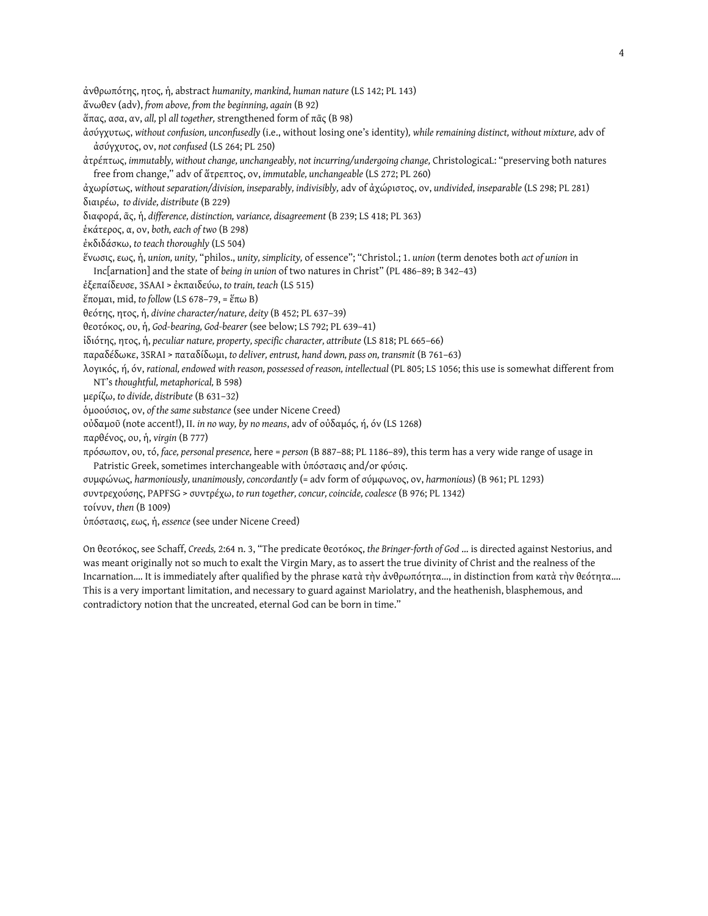ἀνθρωπότης, ητος, ἡ, abstract *humanity, mankind, human nature* (LS 142; PL 143)

ἄνωθεν (adv), *from above, from the beginning, again* (B 92)

ἅπας, ασα, αν, *all,* pl *all together,* strengthened form of πᾶς (B 98)

ἀσύγχυτως, *without confusion, unconfusedly* (i.e., without losing one's identity), *while remaining distinct, without mixture,* adv of ἀσύγχυτος, ον, *not confused* (LS 264; PL 250)

ἀτρέπτως, *immutably, without change, unchangeably, not incurring/undergoing change,* ChristologicaL: "preserving both natures free from change," adv of ἄτρεπτος, ον, *immutable, unchangeable* (LS 272; PL 260)

ἀχωρίστως, *without separation/division, inseparably, indivisibly,* adv of ἀχώριστος, ον, *undivided, inseparable* (LS 298; PL 281)

διαιρέω, *to divide, distribute* (B 229)

διαφορά, ᾶς, ἡ, *difference, distinction, variance, disagreement* (B 239; LS 418; PL 363)

ἑκάτερος, α, ον, *both, each of two* (B 298)

ἐκδιδάσκω, *to teach thoroughly* (LS 504)

ἕνωσις, εως, ἡ, *union, unity,* "philos., *unity, simplicity,* of essence"; "Christol.; 1. *union* (term denotes both *act of union* in Inc[arnation] and the state of *being in union* of two natures in Christ" (PL 486–89; B 342–43)

ἐξεπαίδευσε, 3SAAI > ἐκπαιδεύω, *to train, teach* (LS 515)

ἕπομαι, mid, *to follow* (LS 678–79, = ἕπω B)

θεότης, ητος, ἡ, *divine character/nature, deity* (B 452; PL 637–39)

θεοτόκος, ου, ἡ, *God-bearing, God-bearer* (see below; LS 792; PL 639–41)

ἰδιότης, ητος, ἡ, *peculiar nature, property, specific character, attribute* (LS 818; PL 665–66)

παραδέδωκε, 3SRAI > παταδίδωμι, *to deliver, entrust, hand down, pass on, transmit* (B 761–63)

λογικός, ή, όν, *rational, endowed with reason, possessed of reason, intellectual* (PL 805; LS 1056; this use is somewhat different from NT's *thoughtful, metaphorical,* B 598)

μερίζω, *to divide, distribute* (B 631–32)

ὁμοούσιος, ον, *of the same substance* (see under Nicene Creed)

οὐδαμοῦ (note accent!), II. *in no way, by no means*, adv of οὐδαμός, ή, όν (LS 1268)

παρθένος, ου, ἡ, *virgin* (B 777)

πρόσωπον, ου, τό, *face, personal presence,* here = *person* (B 887–88; PL 1186–89), this term has a very wide range of usage in Patristic Greek, sometimes interchangeable with ὑπόστασις and/or φύσις.

συμφώνως, *harmoniously, unanimously, concordantly* (= adv form of σύμφωνος, ον, *harmonious*) (B 961; PL 1293)

συντρεχούσης, PAPFSG > συντρέχω, *to run together, concur, coincide, coalesce* (B 976; PL 1342)

τοίνυν, *then* (B 1009)

ὑπόστασις, εως, ἡ, *essence* (see under Nicene Creed)

On θεοτόκος, see Schaff, *Creeds,* 2:64 n. 3, "The predicate θεοτόκος, *the Bringer-forth of God* … is directed against Nestorius, and was meant originally not so much to exalt the Virgin Mary, as to assert the true divinity of Christ and the realness of the Incarnation…. It is immediately after qualified by the phrase κατὰ τὴν ἀνθρωπότητα…, in distinction from κατὰ τὴν θεότητα…. This is a very important limitation, and necessary to guard against Mariolatry, and the heathenish, blasphemous, and contradictory notion that the uncreated, eternal God can be born in time."